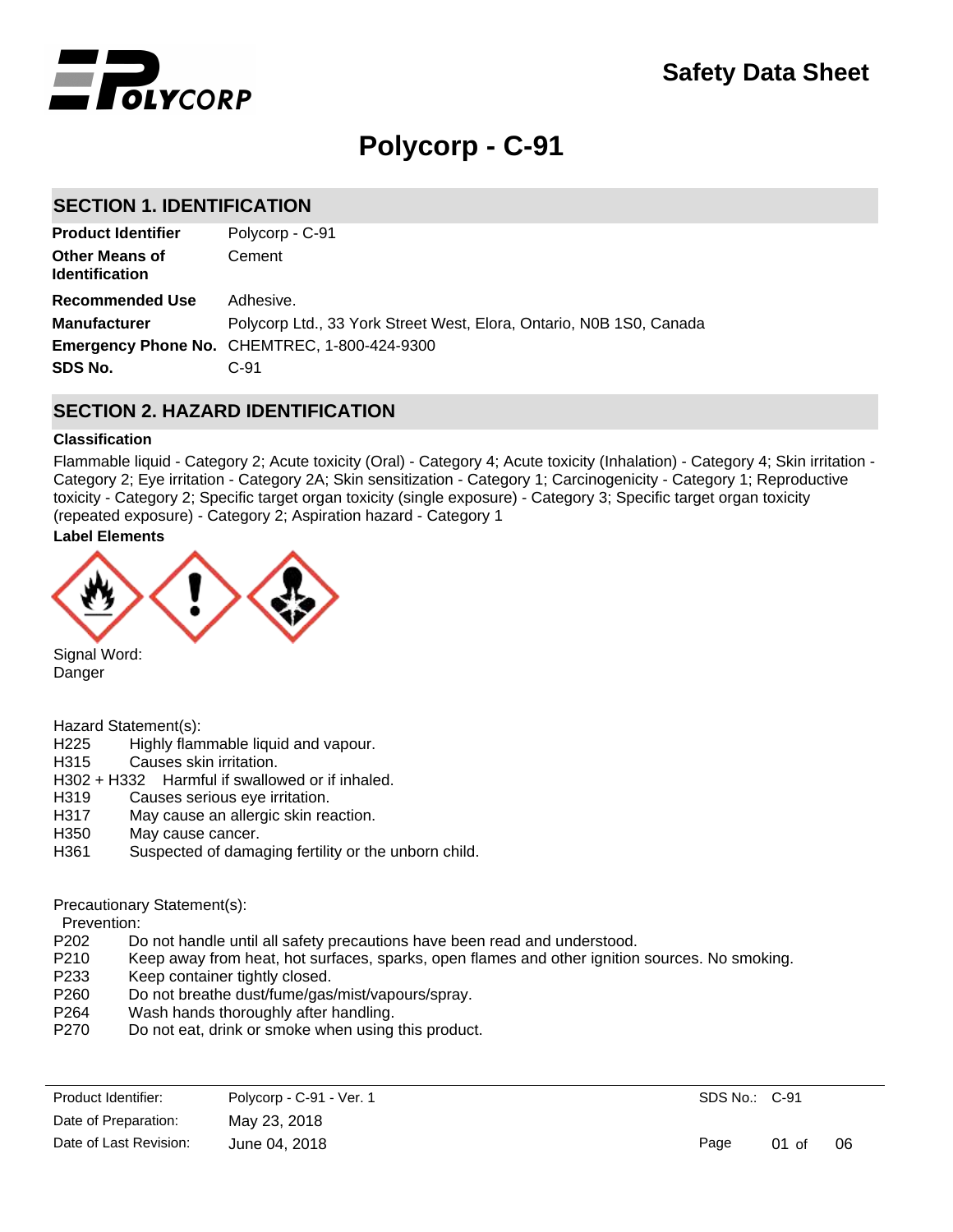# Safety Data Sheet

# Polycorp - C-91

## SECTION 1. IDENTIFICATION

| | |
|---|---|
| **Product Identifier** | Polycorp - C-91 |
| **Other Means of Identification** | Cement |
| **Recommended Use** | Adhesive. |
| **Manufacturer** | Polycorp Ltd., 33 York Street West, Elora, Ontario, N0B 1S0, Canada |
| **Emergency Phone No.** | CHEMTREC, 1-800-424-9300 |
| **SDS No.** | C-91 |

## SECTION 2. HAZARD IDENTIFICATION

### Classification

Flammable liquid - Category 2; Acute toxicity (Oral) - Category 4; Acute toxicity (Inhalation) - Category 4; Skin irritation - Category 2; Eye irritation - Category 2A; Skin sensitization - Category 1; Carcinogenicity - Category 1; Reproductive toxicity - Category 2; Specific target organ toxicity (single exposure) - Category 3; Specific target organ toxicity (repeated exposure) - Category 2; Aspiration hazard - Category 1

### Label Elements

Signal Word:
Danger

Hazard Statement(s):

- H225 Highly flammable liquid and vapour.
- H315 Causes skin irritation.
- H302 + H332 Harmful if swallowed or if inhaled.
- H319 Causes serious eye irritation.
- H317 May cause an allergic skin reaction.
- H350 May cause cancer.
- H361 Suspected of damaging fertility or the unborn child.

Precautionary Statement(s):

Prevention:

- P202 Do not handle until all safety precautions have been read and understood.
- P210 Keep away from heat, hot surfaces, sparks, open flames and other ignition sources. No smoking.
- P233 Keep container tightly closed.
- P260 Do not breathe dust/fume/gas/mist/vapours/spray.
- P264 Wash hands thoroughly after handling.
- P270 Do not eat, drink or smoke when using this product.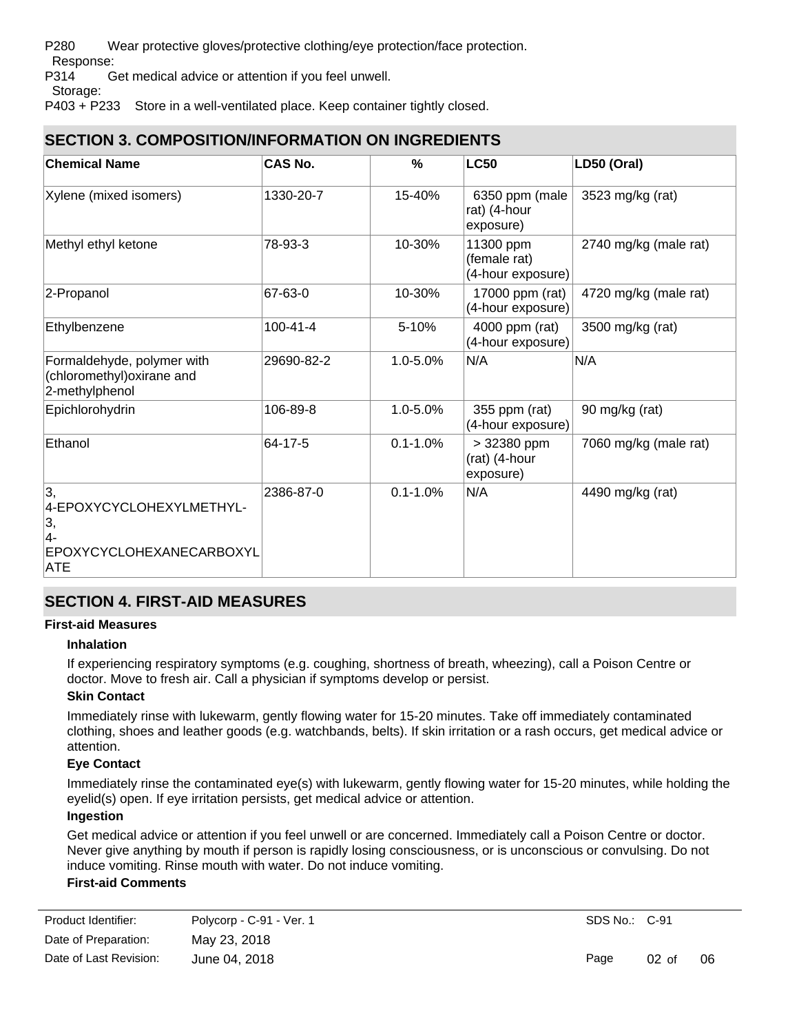P280 Wear protective gloves/protective clothing/eye protection/face protection.

Response:

P314 Get medical advice or attention if you feel unwell.

Storage:

P403 + P233 Store in a well-ventilated place. Keep container tightly closed.

## SECTION 3. COMPOSITION/INFORMATION ON INGREDIENTS

| Chemical Name | CAS No. | % | LC50 | LD50 (Oral) |
|---|---|---|---|---|
| Xylene (mixed isomers) | 1330-20-7 | 15-40% | 6350 ppm (male rat) (4-hour exposure) | 3523 mg/kg (rat) |
| Methyl ethyl ketone | 78-93-3 | 10-30% | 11300 ppm (female rat) (4-hour exposure) | 2740 mg/kg (male rat) |
| 2-Propanol | 67-63-0 | 10-30% | 17000 ppm (rat) (4-hour exposure) | 4720 mg/kg (male rat) |
| Ethylbenzene | 100-41-4 | 5-10% | 4000 ppm (rat) (4-hour exposure) | 3500 mg/kg (rat) |
| Formaldehyde, polymer with (chloromethyl)oxirane and 2-methylphenol | 29690-82-2 | 1.0-5.0% | N/A | N/A |
| Epichlorohydrin | 106-89-8 | 1.0-5.0% | 355 ppm (rat) (4-hour exposure) | 90 mg/kg (rat) |
| Ethanol | 64-17-5 | 0.1-1.0% | > 32380 ppm (rat) (4-hour exposure) | 7060 mg/kg (male rat) |
| 3, 4-EPOXYCYCLOHEXYLMETHYL-3, 4-EPOXYCYCLOHEXANECARBOXYLATE | 2386-87-0 | 0.1-1.0% | N/A | 4490 mg/kg (rat) |

## SECTION 4. FIRST-AID MEASURES

**First-aid Measures**

**Inhalation**

If experiencing respiratory symptoms (e.g. coughing, shortness of breath, wheezing), call a Poison Centre or doctor. Move to fresh air. Call a physician if symptoms develop or persist.

**Skin Contact**

Immediately rinse with lukewarm, gently flowing water for 15-20 minutes. Take off immediately contaminated clothing, shoes and leather goods (e.g. watchbands, belts). If skin irritation or a rash occurs, get medical advice or attention.

**Eye Contact**

Immediately rinse the contaminated eye(s) with lukewarm, gently flowing water for 15-20 minutes, while holding the eyelid(s) open. If eye irritation persists, get medical advice or attention.

**Ingestion**

Get medical advice or attention if you feel unwell or are concerned. Immediately call a Poison Centre or doctor. Never give anything by mouth if person is rapidly losing consciousness, or is unconscious or convulsing. Do not induce vomiting. Rinse mouth with water. Do not induce vomiting.

**First-aid Comments**

| Product Identifier: | Polycorp - C-91 - Ver. 1 | SDS No.: C-91 |
|---|---|---|
| Date of Preparation: | May 23, 2018 | |
| Date of Last Revision: | June 04, 2018 | |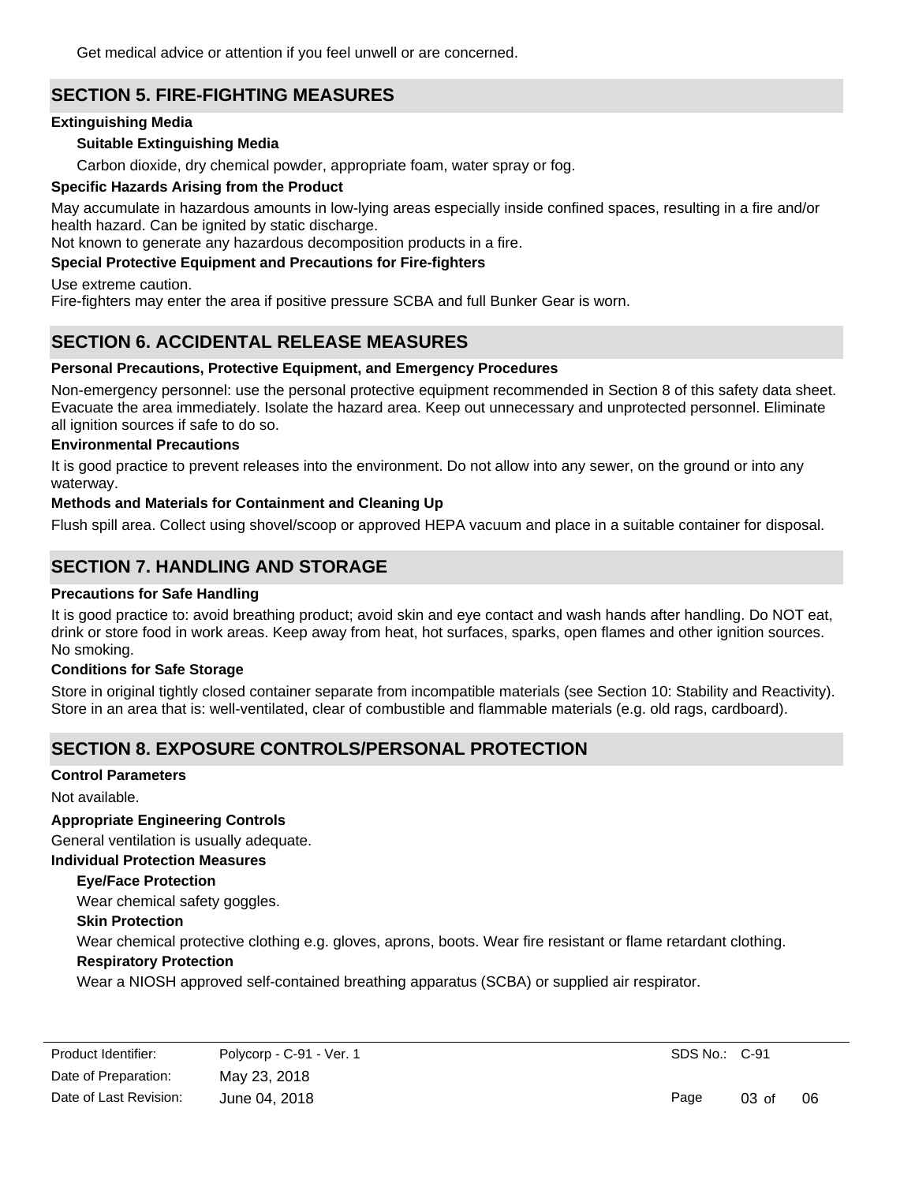Get medical advice or attention if you feel unwell or are concerned.

## SECTION 5. FIRE-FIGHTING MEASURES

**Extinguishing Media**

**Suitable Extinguishing Media**

Carbon dioxide, dry chemical powder, appropriate foam, water spray or fog.

**Specific Hazards Arising from the Product**

May accumulate in hazardous amounts in low-lying areas especially inside confined spaces, resulting in a fire and/or health hazard. Can be ignited by static discharge.
Not known to generate any hazardous decomposition products in a fire.

**Special Protective Equipment and Precautions for Fire-fighters**

Use extreme caution.
Fire-fighters may enter the area if positive pressure SCBA and full Bunker Gear is worn.

## SECTION 6. ACCIDENTAL RELEASE MEASURES

**Personal Precautions, Protective Equipment, and Emergency Procedures**

Non-emergency personnel: use the personal protective equipment recommended in Section 8 of this safety data sheet. Evacuate the area immediately. Isolate the hazard area. Keep out unnecessary and unprotected personnel. Eliminate all ignition sources if safe to do so.

**Environmental Precautions**

It is good practice to prevent releases into the environment. Do not allow into any sewer, on the ground or into any waterway.

**Methods and Materials for Containment and Cleaning Up**

Flush spill area. Collect using shovel/scoop or approved HEPA vacuum and place in a suitable container for disposal.

## SECTION 7. HANDLING AND STORAGE

**Precautions for Safe Handling**

It is good practice to: avoid breathing product; avoid skin and eye contact and wash hands after handling. Do NOT eat, drink or store food in work areas. Keep away from heat, hot surfaces, sparks, open flames and other ignition sources. No smoking.

**Conditions for Safe Storage**

Store in original tightly closed container separate from incompatible materials (see Section 10: Stability and Reactivity). Store in an area that is: well-ventilated, clear of combustible and flammable materials (e.g. old rags, cardboard).

## SECTION 8. EXPOSURE CONTROLS/PERSONAL PROTECTION

**Control Parameters**

Not available.

**Appropriate Engineering Controls**

General ventilation is usually adequate.

**Individual Protection Measures**

**Eye/Face Protection**

Wear chemical safety goggles.

**Skin Protection**

Wear chemical protective clothing e.g. gloves, aprons, boots. Wear fire resistant or flame retardant clothing.

**Respiratory Protection**

Wear a NIOSH approved self-contained breathing apparatus (SCBA) or supplied air respirator.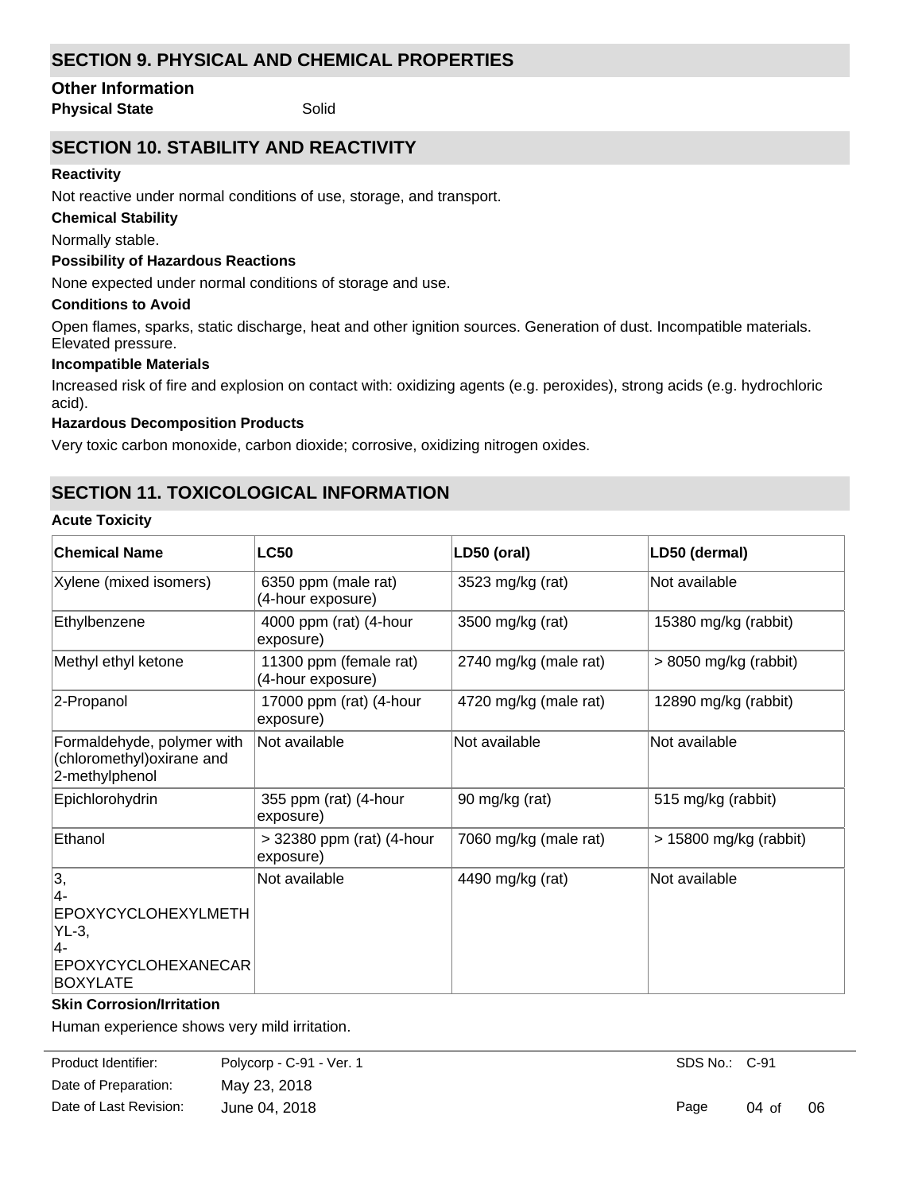## SECTION 9. PHYSICAL AND CHEMICAL PROPERTIES

### Other Information

**Physical State** Solid

## SECTION 10. STABILITY AND REACTIVITY

**Reactivity**

Not reactive under normal conditions of use, storage, and transport.

**Chemical Stability**

Normally stable.

**Possibility of Hazardous Reactions**

None expected under normal conditions of storage and use.

**Conditions to Avoid**

Open flames, sparks, static discharge, heat and other ignition sources. Generation of dust. Incompatible materials. Elevated pressure.

**Incompatible Materials**

Increased risk of fire and explosion on contact with: oxidizing agents (e.g. peroxides), strong acids (e.g. hydrochloric acid).

**Hazardous Decomposition Products**

Very toxic carbon monoxide, carbon dioxide; corrosive, oxidizing nitrogen oxides.

## SECTION 11. TOXICOLOGICAL INFORMATION

**Acute Toxicity**

| Chemical Name | LC50 | LD50 (oral) | LD50 (dermal) |
|---|---|---|---|
| Xylene (mixed isomers) | 6350 ppm (male rat) (4-hour exposure) | 3523 mg/kg (rat) | Not available |
| Ethylbenzene | 4000 ppm (rat) (4-hour exposure) | 3500 mg/kg (rat) | 15380 mg/kg (rabbit) |
| Methyl ethyl ketone | 11300 ppm (female rat) (4-hour exposure) | 2740 mg/kg (male rat) | > 8050 mg/kg (rabbit) |
| 2-Propanol | 17000 ppm (rat) (4-hour exposure) | 4720 mg/kg (male rat) | 12890 mg/kg (rabbit) |
| Formaldehyde, polymer with (chloromethyl)oxirane and 2-methylphenol | Not available | Not available | Not available |
| Epichlorohydrin | 355 ppm (rat) (4-hour exposure) | 90 mg/kg (rat) | 515 mg/kg (rabbit) |
| Ethanol | > 32380 ppm (rat) (4-hour exposure) | 7060 mg/kg (male rat) | > 15800 mg/kg (rabbit) |
| 3, 4-EPOXYCYCLOHEXYLMETHYL-3, 4-EPOXYCYCLOHEXANECARBOXYLATE | Not available | 4490 mg/kg (rat) | Not available |

**Skin Corrosion/Irritation**

Human experience shows very mild irritation.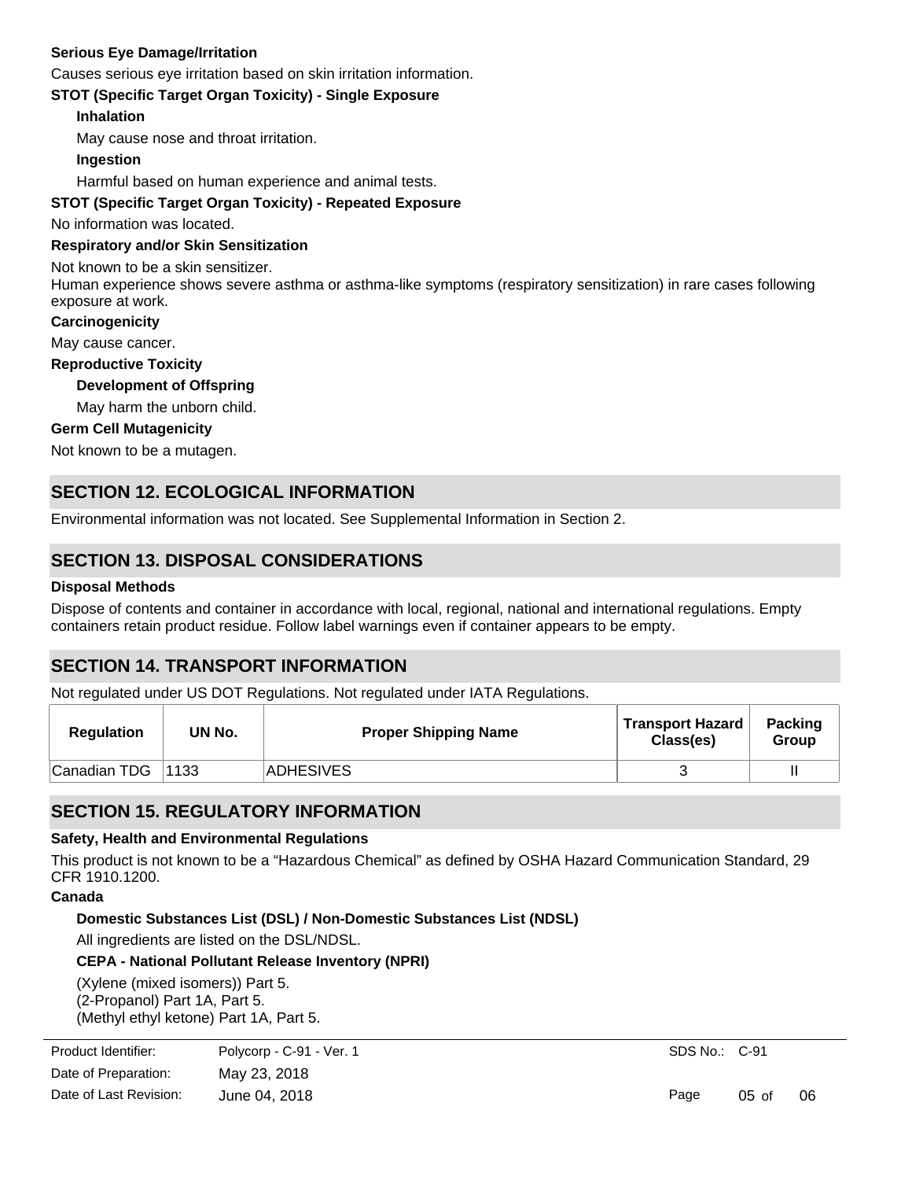**Serious Eye Damage/Irritation**

Causes serious eye irritation based on skin irritation information.

**STOT (Specific Target Organ Toxicity) - Single Exposure**

**Inhalation**

May cause nose and throat irritation.

**Ingestion**

Harmful based on human experience and animal tests.

**STOT (Specific Target Organ Toxicity) - Repeated Exposure**

No information was located.

**Respiratory and/or Skin Sensitization**

Not known to be a skin sensitizer.
Human experience shows severe asthma or asthma-like symptoms (respiratory sensitization) in rare cases following exposure at work.

**Carcinogenicity**

May cause cancer.

**Reproductive Toxicity**

**Development of Offspring**

May harm the unborn child.

**Germ Cell Mutagenicity**

Not known to be a mutagen.

## SECTION 12. ECOLOGICAL INFORMATION

Environmental information was not located. See Supplemental Information in Section 2.

## SECTION 13. DISPOSAL CONSIDERATIONS

**Disposal Methods**

Dispose of contents and container in accordance with local, regional, national and international regulations. Empty containers retain product residue. Follow label warnings even if container appears to be empty.

## SECTION 14. TRANSPORT INFORMATION

Not regulated under US DOT Regulations. Not regulated under IATA Regulations.

| Regulation | UN No. | Proper Shipping Name | Transport Hazard Class(es) | Packing Group |
| --- | --- | --- | --- | --- |
| Canadian TDG | 1133 | ADHESIVES | 3 | II |

## SECTION 15. REGULATORY INFORMATION

**Safety, Health and Environmental Regulations**

This product is not known to be a “Hazardous Chemical” as defined by OSHA Hazard Communication Standard, 29 CFR 1910.1200.

**Canada**

**Domestic Substances List (DSL) / Non-Domestic Substances List (NDSL)**

All ingredients are listed on the DSL/NDSL.

**CEPA - National Pollutant Release Inventory (NPRI)**

(Xylene (mixed isomers)) Part 5.
(2-Propanol) Part 1A, Part 5.
(Methyl ethyl ketone) Part 1A, Part 5.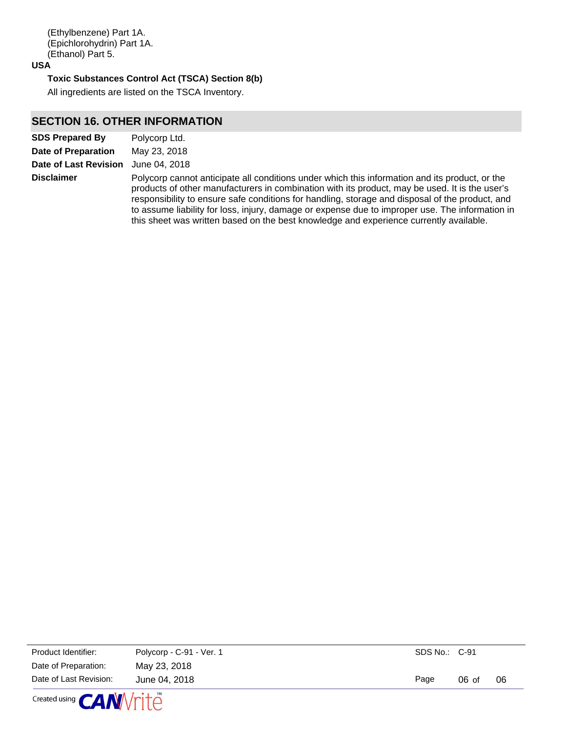(Ethylbenzene) Part 1A.
(Epichlorohydrin) Part 1A.
(Ethanol) Part 5.

**USA**

**Toxic Substances Control Act (TSCA) Section 8(b)**

All ingredients are listed on the TSCA Inventory.

## SECTION 16. OTHER INFORMATION

| | |
|---|---|
| **SDS Prepared By** | Polycorp Ltd. |
| **Date of Preparation** | May 23, 2018 |
| **Date of Last Revision** | June 04, 2018 |
| **Disclaimer** | Polycorp cannot anticipate all conditions under which this information and its product, or the products of other manufacturers in combination with its product, may be used. It is the user's responsibility to ensure safe conditions for handling, storage and disposal of the product, and to assume liability for loss, injury, damage or expense due to improper use. The information in this sheet was written based on the best knowledge and experience currently available. |